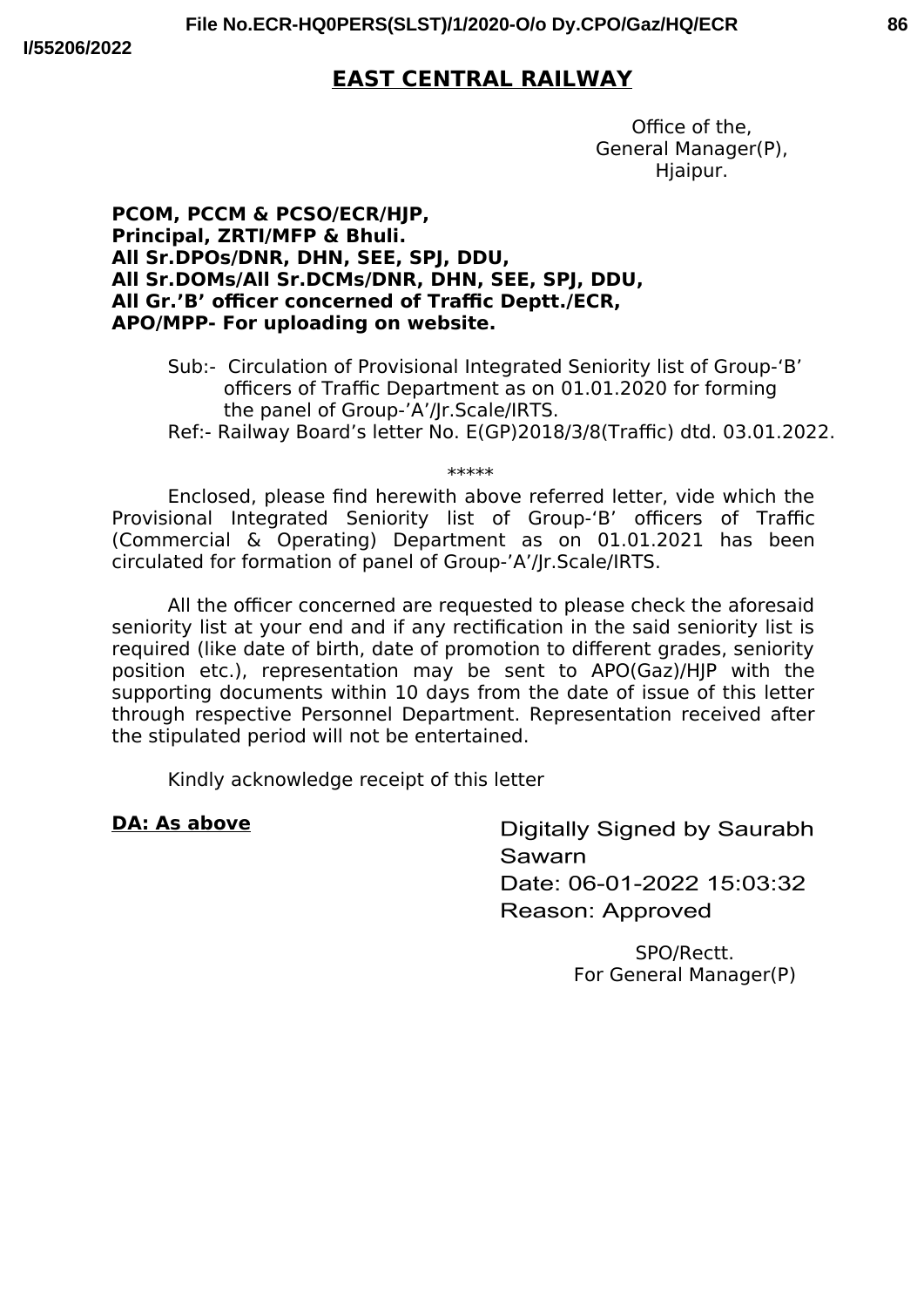# EAST CENTRAL RAILWAY

Office of the,
General Manager(P),
Hjaipur.

**PCOM, PCCM & PCSO/ECR/HJP,**
**Principal, ZRTI/MFP & Bhuli.**
**All Sr.DPOs/DNR, DHN, SEE, SPJ, DDU,**
**All Sr.DOMs/All Sr.DCMs/DNR, DHN, SEE, SPJ, DDU,**
**All Gr.'B' officer concerned of Traffic Deptt./ECR,**
**APO/MPP- For uploading on website.**

Sub:- Circulation of Provisional Integrated Seniority list of Group-'B' officers of Traffic Department as on 01.01.2020 for forming the panel of Group-'A'/Jr.Scale/IRTS.

Ref:- Railway Board's letter No. E(GP)2018/3/8(Traffic) dtd. 03.01.2022.

\*\*\*\*\*

Enclosed, please find herewith above referred letter, vide which the Provisional Integrated Seniority list of Group-'B' officers of Traffic (Commercial & Operating) Department as on 01.01.2021 has been circulated for formation of panel of Group-'A'/Jr.Scale/IRTS.

All the officer concerned are requested to please check the aforesaid seniority list at your end and if any rectification in the said seniority list is required (like date of birth, date of promotion to different grades, seniority position etc.), representation may be sent to APO(Gaz)/HJP with the supporting documents within 10 days from the date of issue of this letter through respective Personnel Department. Representation received after the stipulated period will not be entertained.

Kindly acknowledge receipt of this letter

**DA: As above**

Digitally Signed by Saurabh Sawarn
Date: 06-01-2022 15:03:32
Reason: Approved

SPO/Rectt.
For General Manager(P)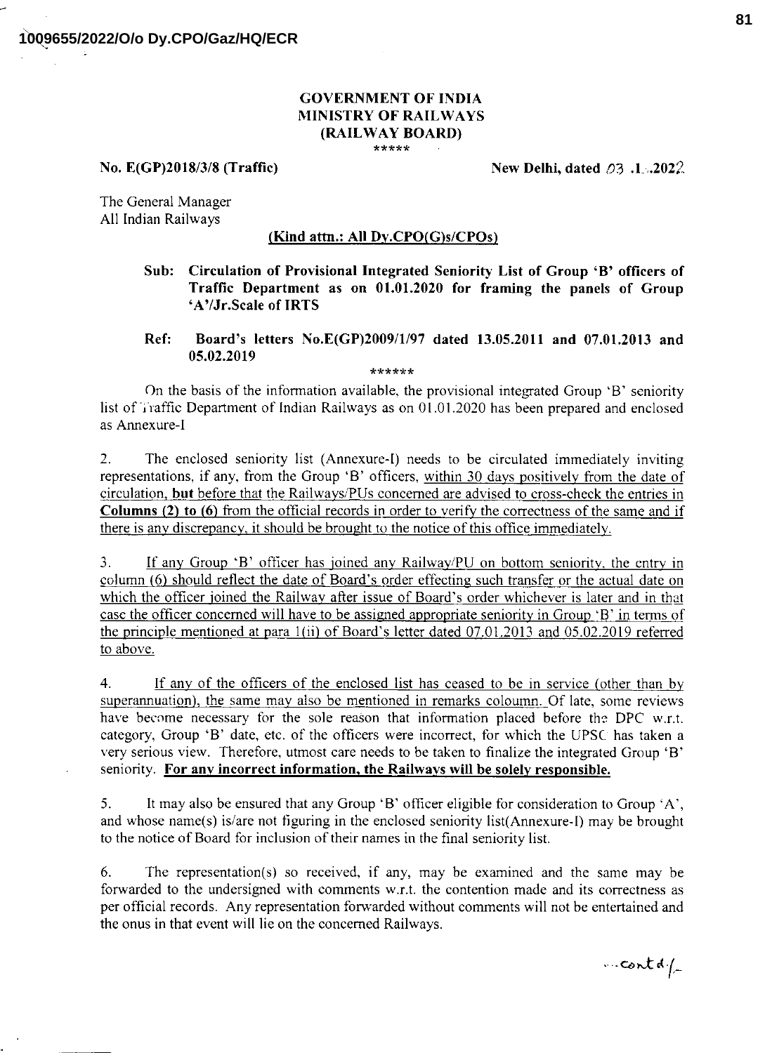1009655/2022/O/o Dy.CPO/Gaz/HQ/ECR

**GOVERNMENT OF INDIA**
**MINISTRY OF RAILWAYS**
**(RAILWAY BOARD)**

\*\*\*\*\*

**No. E(GP)2018/3/8 (Traffic)** **New Delhi, dated 03 .1..2022**

The General Manager
All Indian Railways

**(Kind attn.: All Dy.CPO(G)s/CPOs)**

**Sub: Circulation of Provisional Integrated Seniority List of Group 'B' officers of Traffic Department as on 01.01.2020 for framing the panels of Group 'A'/Jr.Scale of IRTS**

**Ref: Board's letters No.E(GP)2009/1/97 dated 13.05.2011 and 07.01.2013 and 05.02.2019**

\*\*\*\*\*\*

On the basis of the information available, the provisional integrated Group 'B' seniority list of Traffic Department of Indian Railways as on 01.01.2020 has been prepared and enclosed as Annexure-I

2. The enclosed seniority list (Annexure-I) needs to be circulated immediately inviting representations, if any, from the Group 'B' officers, within 30 days positively from the date of circulation, **but** before that the Railways/PUs concerned are advised to cross-check the entries in **Columns (2) to (6)** from the official records in order to verify the correctness of the same and if there is any discrepancy, it should be brought to the notice of this office immediately.

3. If any Group 'B' officer has joined any Railway/PU on bottom seniority, the entry in column (6) should reflect the date of Board's order effecting such transfer or the actual date on which the officer joined the Railway after issue of Board's order whichever is later and in that case the officer concerned will have to be assigned appropriate seniority in Group 'B' in terms of the principle mentioned at para 1(ii) of Board's letter dated 07.01.2013 and 05.02.2019 referred to above.

4. If any of the officers of the enclosed list has ceased to be in service (other than by superannuation), the same may also be mentioned in remarks coloumn. Of late, some reviews have become necessary for the sole reason that information placed before the DPC w.r.t. category, Group 'B' date, etc. of the officers were incorrect, for which the UPSC has taken a very serious view. Therefore, utmost care needs to be taken to finalize the integrated Group 'B' seniority. **For any incorrect information, the Railways will be solely responsible.**

5. It may also be ensured that any Group 'B' officer eligible for consideration to Group 'A', and whose name(s) is/are not figuring in the enclosed seniority list(Annexure-I) may be brought to the notice of Board for inclusion of their names in the final seniority list.

6. The representation(s) so received, if any, may be examined and the same may be forwarded to the undersigned with comments w.r.t. the contention made and its correctness as per official records. Any representation forwarded without comments will not be entertained and the onus in that event will lie on the concerned Railways.

...contd./-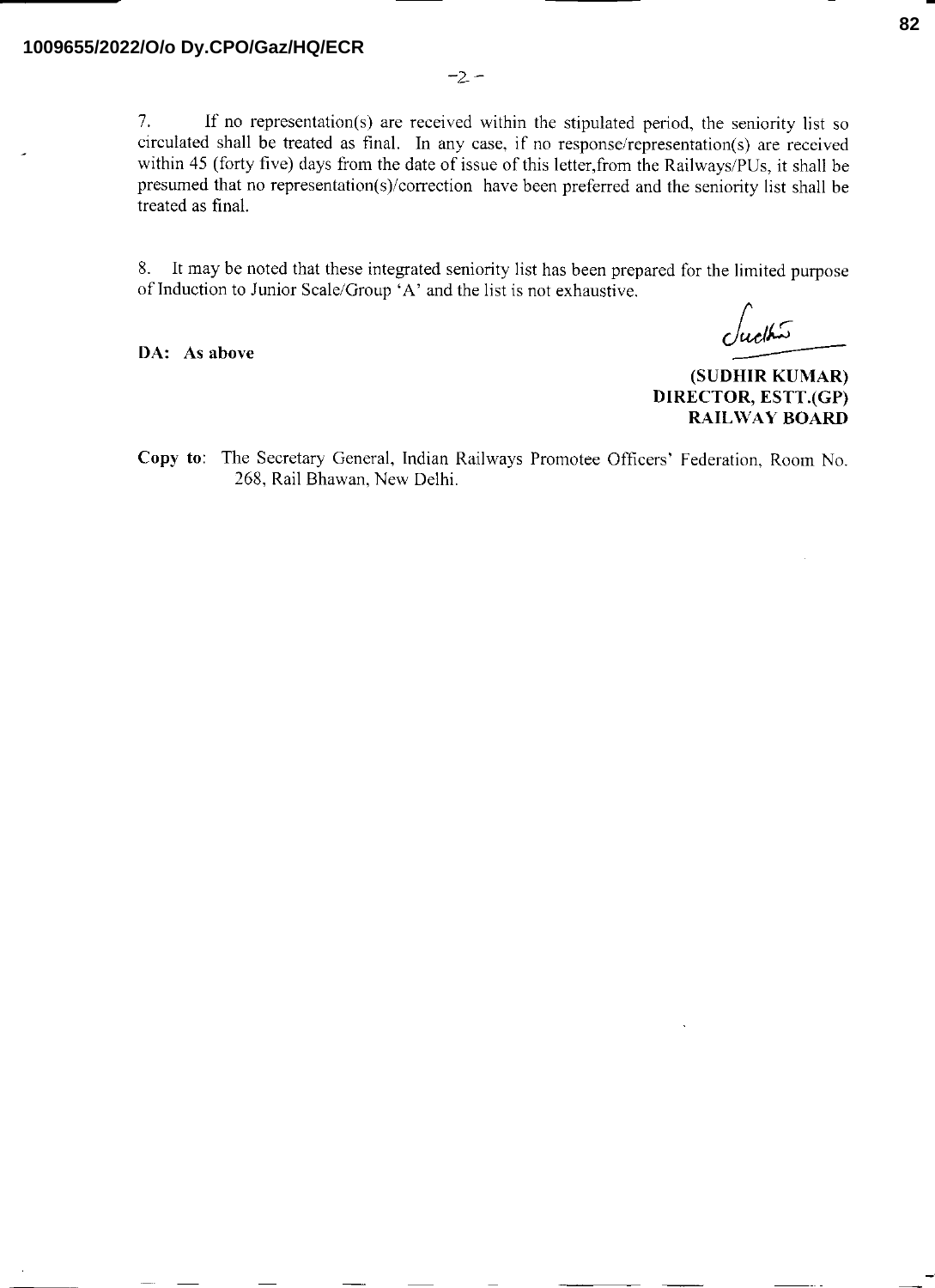7. If no representation(s) are received within the stipulated period, the seniority list so circulated shall be treated as final. In any case, if no response/representation(s) are received within 45 (forty five) days from the date of issue of this letter,from the Railways/PUs, it shall be presumed that no representation(s)/correction have been preferred and the seniority list shall be treated as final.

8. It may be noted that these integrated seniority list has been prepared for the limited purpose of Induction to Junior Scale/Group 'A' and the list is not exhaustive.

**DA: As above**

**(SUDHIR KUMAR)**
**DIRECTOR, ESTT.(GP)**
**RAILWAY BOARD**

**Copy to**: The Secretary General, Indian Railways Promotee Officers' Federation, Room No. 268, Rail Bhawan, New Delhi.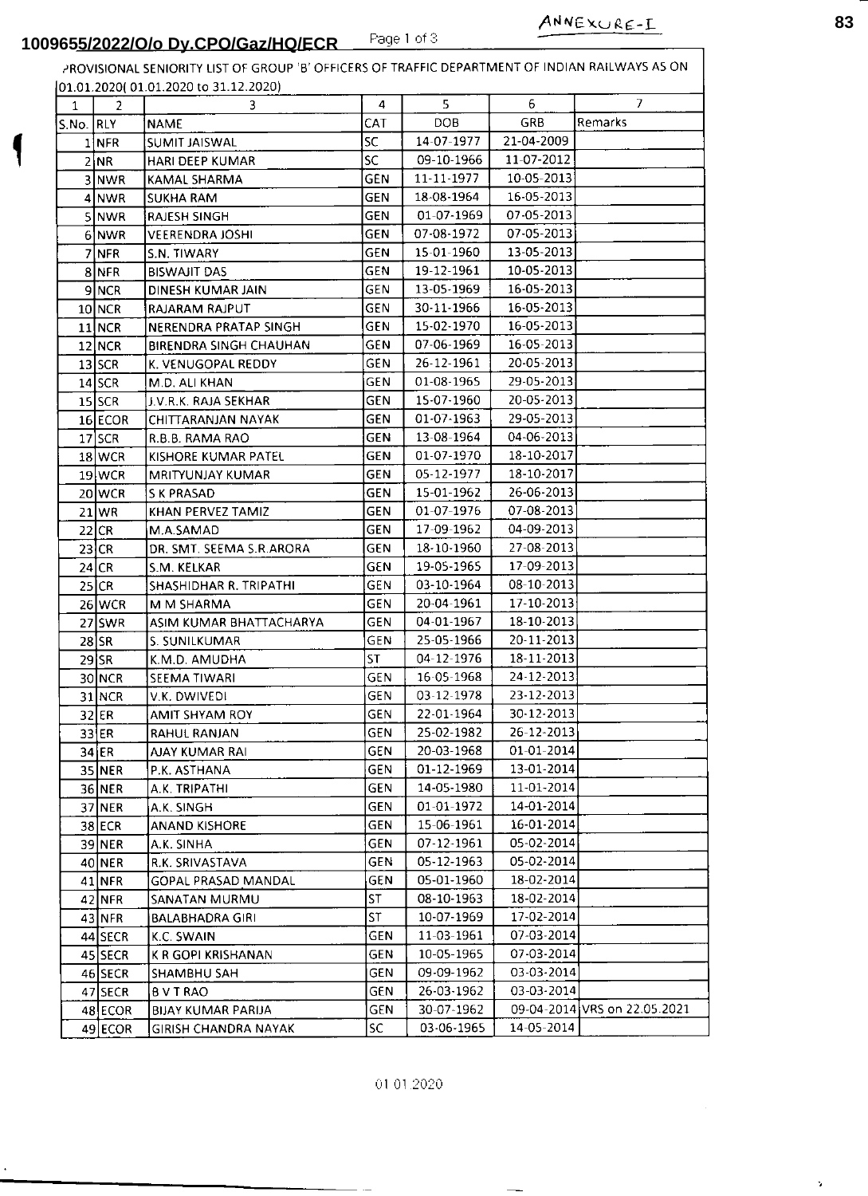ANNEXURE-I

1009655/2022/O/o Dy.CPO/Gaz/HQ/ECR

PROVISIONAL SENIORITY LIST OF GROUP 'B' OFFICERS OF TRAFFIC DEPARTMENT OF INDIAN RAILWAYS AS ON 01.01.2020( 01.01.2020 to 31.12.2020)

| 1 | 2 | 3 | 4 | 5 | 6 | 7 |
|---|---|---|---|---|---|---|
| S.No. | RLY | NAME | CAT | DOB | GRB | Remarks |
| 1 | NFR | SUMIT JAISWAL | SC | 14-07-1977 | 21-04-2009 | |
| 2 | NR | HARI DEEP KUMAR | SC | 09-10-1966 | 11-07-2012 | |
| 3 | NWR | KAMAL SHARMA | GEN | 11-11-1977 | 10-05-2013 | |
| 4 | NWR | SUKHA RAM | GEN | 18-08-1964 | 16-05-2013 | |
| 5 | NWR | RAJESH SINGH | GEN | 01-07-1969 | 07-05-2013 | |
| 6 | NWR | VEERENDRA JOSHI | GEN | 07-08-1972 | 07-05-2013 | |
| 7 | NFR | S.N. TIWARY | GEN | 15-01-1960 | 13-05-2013 | |
| 8 | NFR | BISWAJIT DAS | GEN | 19-12-1961 | 10-05-2013 | |
| 9 | NCR | DINESH KUMAR JAIN | GEN | 13-05-1969 | 16-05-2013 | |
| 10 | NCR | RAJARAM RAJPUT | GEN | 30-11-1966 | 16-05-2013 | |
| 11 | NCR | NERENDRA PRATAP SINGH | GEN | 15-02-1970 | 16-05-2013 | |
| 12 | NCR | BIRENDRA SINGH CHAUHAN | GEN | 07-06-1969 | 16-05-2013 | |
| 13 | SCR | K. VENUGOPAL REDDY | GEN | 26-12-1961 | 20-05-2013 | |
| 14 | SCR | M.D. ALI KHAN | GEN | 01-08-1965 | 29-05-2013 | |
| 15 | SCR | J.V.R.K. RAJA SEKHAR | GEN | 15-07-1960 | 20-05-2013 | |
| 16 | ECOR | CHITTARANJAN NAYAK | GEN | 01-07-1963 | 29-05-2013 | |
| 17 | SCR | R.B.B. RAMA RAO | GEN | 13-08-1964 | 04-06-2013 | |
| 18 | WCR | KISHORE KUMAR PATEL | GEN | 01-07-1970 | 18-10-2017 | |
| 19 | WCR | MRITYUNJAY KUMAR | GEN | 05-12-1977 | 18-10-2017 | |
| 20 | WCR | S K PRASAD | GEN | 15-01-1962 | 26-06-2013 | |
| 21 | WR | KHAN PERVEZ TAMIZ | GEN | 01-07-1976 | 07-08-2013 | |
| 22 | CR | M.A.SAMAD | GEN | 17-09-1962 | 04-09-2013 | |
| 23 | CR | DR. SMT. SEEMA S.R.ARORA | GEN | 18-10-1960 | 27-08-2013 | |
| 24 | CR | S.M. KELKAR | GEN | 19-05-1965 | 17-09-2013 | |
| 25 | CR | SHASHIDHAR R. TRIPATHI | GEN | 03-10-1964 | 08-10-2013 | |
| 26 | WCR | M M SHARMA | GEN | 20-04-1961 | 17-10-2013 | |
| 27 | SWR | ASIM KUMAR BHATTACHARYA | GEN | 04-01-1967 | 18-10-2013 | |
| 28 | SR | S. SUNILKUMAR | GEN | 25-05-1966 | 20-11-2013 | |
| 29 | SR | K.M.D. AMUDHA | ST | 04-12-1976 | 18-11-2013 | |
| 30 | NCR | SEEMA TIWARI | GEN | 16-05-1968 | 24-12-2013 | |
| 31 | NCR | V.K. DWIVEDI | GEN | 03-12-1978 | 23-12-2013 | |
| 32 | ER | AMIT SHYAM ROY | GEN | 22-01-1964 | 30-12-2013 | |
| 33 | ER | RAHUL RANJAN | GEN | 25-02-1982 | 26-12-2013 | |
| 34 | ER | AJAY KUMAR RAI | GEN | 20-03-1968 | 01-01-2014 | |
| 35 | NER | P.K. ASTHANA | GEN | 01-12-1969 | 13-01-2014 | |
| 36 | NER | A.K. TRIPATHI | GEN | 14-05-1980 | 11-01-2014 | |
| 37 | NER | A.K. SINGH | GEN | 01-01-1972 | 14-01-2014 | |
| 38 | ECR | ANAND KISHORE | GEN | 15-06-1961 | 16-01-2014 | |
| 39 | NER | A.K. SINHA | GEN | 07-12-1961 | 05-02-2014 | |
| 40 | NER | R.K. SRIVASTAVA | GEN | 05-12-1963 | 05-02-2014 | |
| 41 | NFR | GOPAL PRASAD MANDAL | GEN | 05-01-1960 | 18-02-2014 | |
| 42 | NFR | SANATAN MURMU | ST | 08-10-1963 | 18-02-2014 | |
| 43 | NFR | BALABHADRA GIRI | ST | 10-07-1969 | 17-02-2014 | |
| 44 | SECR | K.C. SWAIN | GEN | 11-03-1961 | 07-03-2014 | |
| 45 | SECR | K R GOPI KRISHANAN | GEN | 10-05-1965 | 07-03-2014 | |
| 46 | SECR | SHAMBHU SAH | GEN | 09-09-1962 | 03-03-2014 | |
| 47 | SECR | B V T RAO | GEN | 26-03-1962 | 03-03-2014 | |
| 48 | ECOR | BIJAY KUMAR PARIJA | GEN | 30-07-1962 | 09-04-2014 | VRS on 22.05.2021 |
| 49 | ECOR | GIRISH CHANDRA NAYAK | SC | 03-06-1965 | 14-05-2014 | |

01.01.2020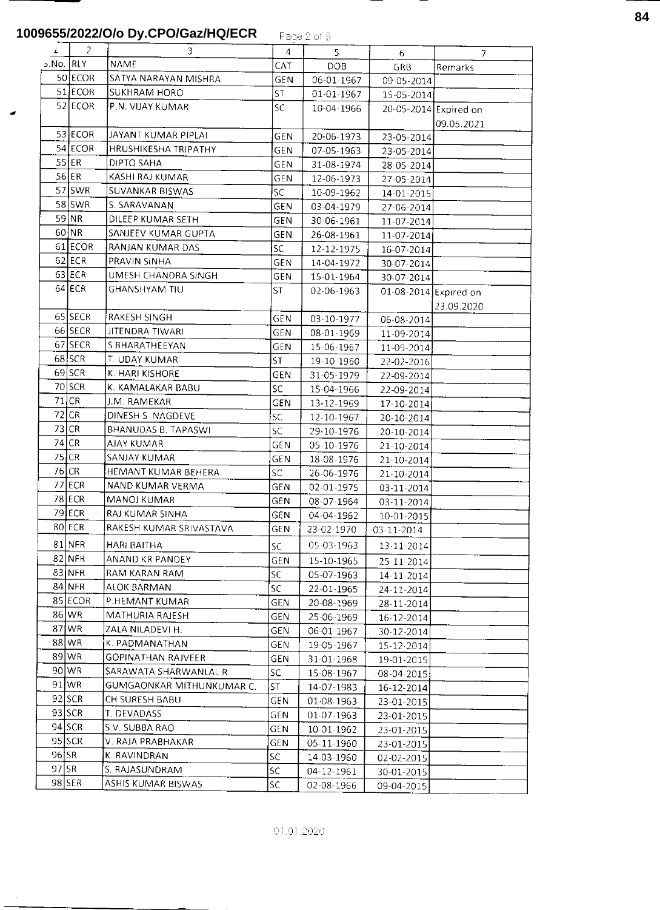**1009655/2022/O/o Dy.CPO/Gaz/HQ/ECR**

| 1 | 2 | 3 | 4 | 5 | 6 | 7 |
|---|---|---|---|---|---|---|
| S.No. | RLY | NAME | CAT | DOB | GRB | Remarks |
| 50 | ECOR | SATYA NARAYAN MISHRA | GEN | 06-01-1967 | 09-05-2014 | |
| 51 | ECOR | SUKHRAM HORO | ST | 01-01-1967 | 15-05-2014 | |
| 52 | ECOR | P.N. VIJAY KUMAR | SC | 10-04-1966 | 20-05-2014 | Expired on 09.05.2021 |
| 53 | ECOR | JAYANT KUMAR PIPLAI | GEN | 20-06-1973 | 23-05-2014 | |
| 54 | ECOR | HRUSHIKESHA TRIPATHY | GEN | 07-05-1963 | 23-05-2014 | |
| 55 | ER | DIPTO SAHA | GEN | 31-08-1974 | 28-05-2014 | |
| 56 | ER | KASHI RAJ KUMAR | GEN | 12-06-1973 | 27-05-2014 | |
| 57 | SWR | SUVANKAR BISWAS | SC | 10-09-1962 | 14-01-2015 | |
| 58 | SWR | S. SARAVANAN | GEN | 03-04-1979 | 27-06-2014 | |
| 59 | NR | DILEEP KUMAR SETH | GEN | 30-06-1961 | 11-07-2014 | |
| 60 | NR | SANJEEV KUMAR GUPTA | GEN | 26-08-1961 | 11-07-2014 | |
| 61 | ECOR | RANJAN KUMAR DAS | SC | 12-12-1975 | 16-07-2014 | |
| 62 | ECR | PRAVIN SINHA | GEN | 14-04-1972 | 30-07-2014 | |
| 63 | ECR | UMESH CHANDRA SINGH | GEN | 15-01-1964 | 30-07-2014 | |
| 64 | ECR | GHANSHYAM TIU | ST | 02-06-1963 | 01-08-2014 | Expired on 23.09.2020 |
| 65 | SECR | RAKESH SINGH | GEN | 03-10-1977 | 06-08-2014 | |
| 66 | SECR | JITENDRA TIWARI | GEN | 08-01-1969 | 11-09-2014 | |
| 67 | SECR | S BHARATHEEYAN | GEN | 15-06-1967 | 11-09-2014 | |
| 68 | SCR | T. UDAY KUMAR | ST | 19-10-1960 | 22-02-2016 | |
| 69 | SCR | K. HARI KISHORE | GEN | 31-05-1979 | 22-09-2014 | |
| 70 | SCR | K. KAMALAKAR BABU | SC | 15-04-1966 | 22-09-2014 | |
| 71 | CR | J.M. RAMEKAR | GEN | 13-12-1969 | 17-10-2014 | |
| 72 | CR | DINESH S. NAGDEVE | SC | 12-10-1967 | 20-10-2014 | |
| 73 | CR | BHANUDAS B. TAPASWI | SC | 29-10-1976 | 20-10-2014 | |
| 74 | CR | AJAY KUMAR | GEN | 05-10-1976 | 21-10-2014 | |
| 75 | CR | SANJAY KUMAR | GEN | 18-08-1976 | 21-10-2014 | |
| 76 | CR | HEMANT KUMAR BEHERA | SC | 26-06-1976 | 21-10-2014 | |
| 77 | ECR | NAND KUMAR VERMA | GEN | 02-01-1975 | 03-11-2014 | |
| 78 | ECR | MANOJ KUMAR | GEN | 08-07-1964 | 03-11-2014 | |
| 79 | ECR | RAJ KUMAR SINHA | GEN | 04-04-1962 | 10-01-2015 | |
| 80 | ECR | RAKESH KUMAR SRIVASTAVA | GEN | 23-02-1970 | 03-11-2014 | |
| 81 | NFR | HARI BAITHA | SC | 05-03-1963 | 13-11-2014 | |
| 82 | NFR | ANAND KR PANDEY | GEN | 15-10-1965 | 25-11-2014 | |
| 83 | NFR | RAM KARAN RAM | SC | 05-07-1963 | 14-11-2014 | |
| 84 | NFR | ALOK BARMAN | SC | 22-01-1965 | 24-11-2014 | |
| 85 | ECOR | P.HEMANT KUMAR | GEN | 20-08-1969 | 28-11-2014 | |
| 86 | WR | MATHURIA RAJESH | GEN | 25-06-1969 | 16-12-2014 | |
| 87 | WR | ZALA NILADEVI H. | GEN | 06-01-1967 | 30-12-2014 | |
| 88 | WR | K. PADMANATHAN | GEN | 19-05-1967 | 15-12-2014 | |
| 89 | WR | GOPINATHAN RAJVEER | GEN | 31-01-1968 | 19-01-2015 | |
| 90 | WR | SARAWATA SHARWANLAL R. | SC | 15-08-1967 | 08-04-2015 | |
| 91 | WR | GUMGAONKAR MITHUNKUMAR C. | ST | 14-07-1983 | 16-12-2014 | |
| 92 | SCR | CH SURESH BABU | GEN | 01-08-1963 | 23-01-2015 | |
| 93 | SCR | T. DEVADASS | GEN | 01-07-1963 | 23-01-2015 | |
| 94 | SCR | S.V. SUBBA RAO | GEN | 10-01-1962 | 23-01-2015 | |
| 95 | SCR | V. RAJA PRABHAKAR | GEN | 05-11-1960 | 23-01-2015 | |
| 96 | SR | K. RAVINDRAN | SC | 14-03-1960 | 02-02-2015 | |
| 97 | SR | S. RAJASUNDRAM | SC | 04-12-1961 | 30-01-2015 | |
| 98 | SER | ASHIS KUMAR BISWAS | SC | 02-08-1966 | 09-04-2015 | |

01.01.2020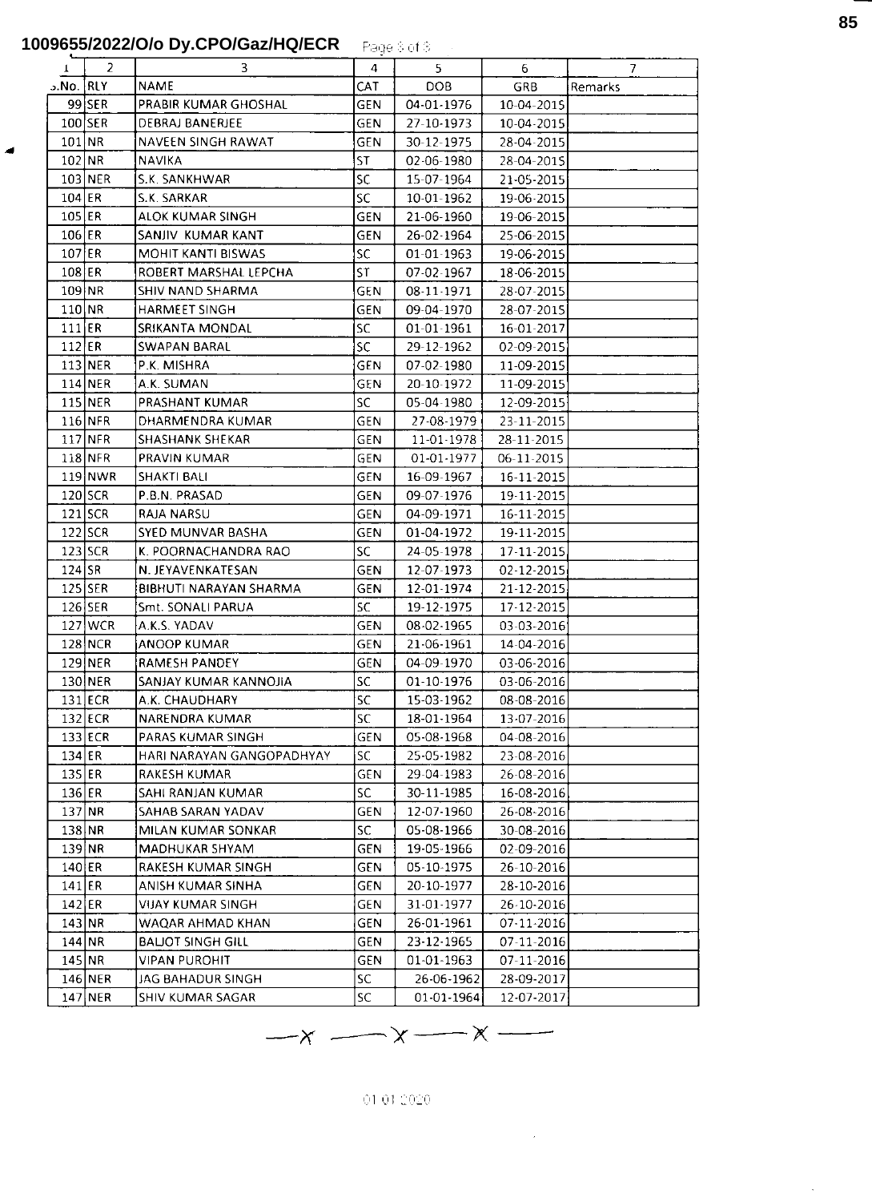1009655/2022/O/o Dy.CPO/Gaz/HQ/ECR

| 1 | 2 | 3 | 4 | 5 | 6 | 7 |
|---|---|---|---|---|---|---|
| S.No. | RLY | NAME | CAT | DOB | GRB | Remarks |
| 99 | SER | PRABIR KUMAR GHOSHAL | GEN | 04-01-1976 | 10-04-2015 | |
| 100 | SER | DEBRAJ BANERJEE | GEN | 27-10-1973 | 10-04-2015 | |
| 101 | NR | NAVEEN SINGH RAWAT | GEN | 30-12-1975 | 28-04-2015 | |
| 102 | NR | NAVIKA | ST | 02-06-1980 | 28-04-2015 | |
| 103 | NER | S.K. SANKHWAR | SC | 15-07-1964 | 21-05-2015 | |
| 104 | ER | S.K. SARKAR | SC | 10-01-1962 | 19-06-2015 | |
| 105 | ER | ALOK KUMAR SINGH | GEN | 21-06-1960 | 19-06-2015 | |
| 106 | ER | SANJIV KUMAR KANT | GEN | 26-02-1964 | 25-06-2015 | |
| 107 | ER | MOHIT KANTI BISWAS | SC | 01-01-1963 | 19-06-2015 | |
| 108 | ER | ROBERT MARSHAL LEPCHA | ST | 07-02-1967 | 18-06-2015 | |
| 109 | NR | SHIV NAND SHARMA | GEN | 08-11-1971 | 28-07-2015 | |
| 110 | NR | HARMEET SINGH | GEN | 09-04-1970 | 28-07-2015 | |
| 111 | ER | SRIKANTA MONDAL | SC | 01-01-1961 | 16-01-2017 | |
| 112 | ER | SWAPAN BARAL | SC | 29-12-1962 | 02-09-2015 | |
| 113 | NER | P.K. MISHRA | GEN | 07-02-1980 | 11-09-2015 | |
| 114 | NER | A.K. SUMAN | GEN | 20-10-1972 | 11-09-2015 | |
| 115 | NER | PRASHANT KUMAR | SC | 05-04-1980 | 12-09-2015 | |
| 116 | NFR | DHARMENDRA KUMAR | GEN | 27-08-1979 | 23-11-2015 | |
| 117 | NFR | SHASHANK SHEKAR | GEN | 11-01-1978 | 28-11-2015 | |
| 118 | NFR | PRAVIN KUMAR | GEN | 01-01-1977 | 06-11-2015 | |
| 119 | NWR | SHAKTI BALI | GEN | 16-09-1967 | 16-11-2015 | |
| 120 | SCR | P.B.N. PRASAD | GEN | 09-07-1976 | 19-11-2015 | |
| 121 | SCR | RAJA NARSU | GEN | 04-09-1971 | 16-11-2015 | |
| 122 | SCR | SYED MUNVAR BASHA | GEN | 01-04-1972 | 19-11-2015 | |
| 123 | SCR | K. POORNACHANDRA RAO | SC | 24-05-1978 | 17-11-2015 | |
| 124 | SR | N. JEYAVENKATESAN | GEN | 12-07-1973 | 02-12-2015 | |
| 125 | SER | BIBHUTI NARAYAN SHARMA | GEN | 12-01-1974 | 21-12-2015 | |
| 126 | SER | Smt. SONALI PARUA | SC | 19-12-1975 | 17-12-2015 | |
| 127 | WCR | A.K.S. YADAV | GEN | 08-02-1965 | 03-03-2016 | |
| 128 | NCR | ANOOP KUMAR | GEN | 21-06-1961 | 14-04-2016 | |
| 129 | NER | RAMESH PANDEY | GEN | 04-09-1970 | 03-06-2016 | |
| 130 | NER | SANJAY KUMAR KANNOJIA | SC | 01-10-1976 | 03-06-2016 | |
| 131 | ECR | A.K. CHAUDHARY | SC | 15-03-1962 | 08-08-2016 | |
| 132 | ECR | NARENDRA KUMAR | SC | 18-01-1964 | 13-07-2016 | |
| 133 | ECR | PARAS KUMAR SINGH | GEN | 05-08-1968 | 04-08-2016 | |
| 134 | ER | HARI NARAYAN GANGOPADHYAY | SC | 25-05-1982 | 23-08-2016 | |
| 135 | ER | RAKESH KUMAR | GEN | 29-04-1983 | 26-08-2016 | |
| 136 | ER | SAHI RANJAN KUMAR | SC | 30-11-1985 | 16-08-2016 | |
| 137 | NR | SAHAB SARAN YADAV | GEN | 12-07-1960 | 26-08-2016 | |
| 138 | NR | MILAN KUMAR SONKAR | SC | 05-08-1966 | 30-08-2016 | |
| 139 | NR | MADHUKAR SHYAM | GEN | 19-05-1966 | 02-09-2016 | |
| 140 | ER | RAKESH KUMAR SINGH | GEN | 05-10-1975 | 26-10-2016 | |
| 141 | ER | ANISH KUMAR SINHA | GEN | 20-10-1977 | 28-10-2016 | |
| 142 | ER | VIJAY KUMAR SINGH | GEN | 31-01-1977 | 26-10-2016 | |
| 143 | NR | WAQAR AHMAD KHAN | GEN | 26-01-1961 | 07-11-2016 | |
| 144 | NR | BALJOT SINGH GILL | GEN | 23-12-1965 | 07-11-2016 | |
| 145 | NR | VIPAN PUROHIT | GEN | 01-01-1963 | 07-11-2016 | |
| 146 | NER | JAG BAHADUR SINGH | SC | 26-06-1962 | 28-09-2017 | |
| 147 | NER | SHIV KUMAR SAGAR | SC | 01-01-1964 | 12-07-2017 | |

—x —x —x —

01.01.2020